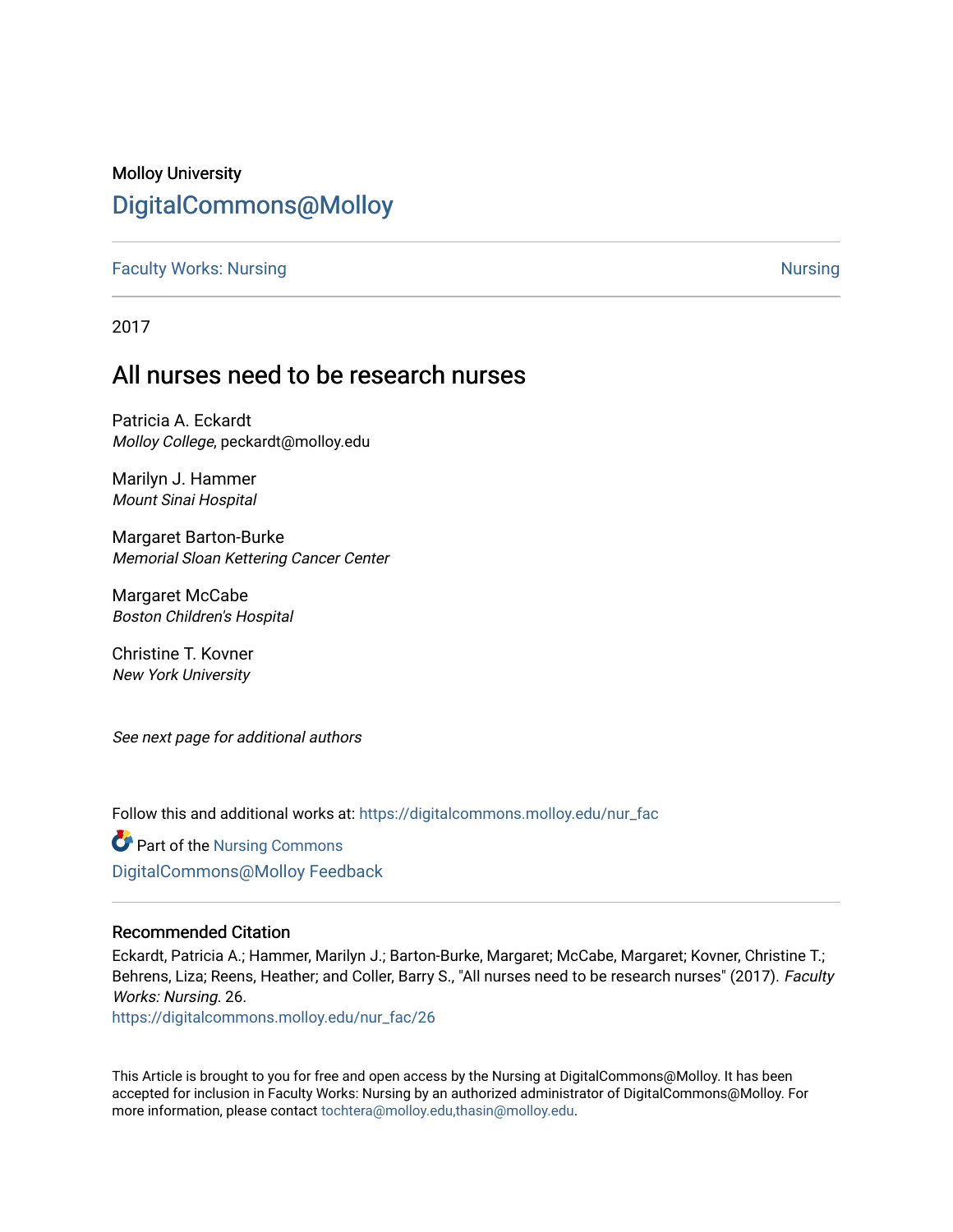Molloy University

# DigitalCommons@Molloy

Faculty Works: Nursing | Nursing

2017

## All nurses need to be research nurses

Patricia A. Eckardt
*Molloy College*, peckardt@molloy.edu

Marilyn J. Hammer
*Mount Sinai Hospital*

Margaret Barton-Burke
*Memorial Sloan Kettering Cancer Center*

Margaret McCabe
*Boston Children's Hospital*

Christine T. Kovner
*New York University*

*See next page for additional authors*

Follow this and additional works at: https://digitalcommons.molloy.edu/nur_fac

Part of the Nursing Commons

DigitalCommons@Molloy Feedback

### Recommended Citation

Eckardt, Patricia A.; Hammer, Marilyn J.; Barton-Burke, Margaret; McCabe, Margaret; Kovner, Christine T.; Behrens, Liza; Reens, Heather; and Coller, Barry S., "All nurses need to be research nurses" (2017). *Faculty Works: Nursing*. 26.
https://digitalcommons.molloy.edu/nur_fac/26

This Article is brought to you for free and open access by the Nursing at DigitalCommons@Molloy. It has been accepted for inclusion in Faculty Works: Nursing by an authorized administrator of DigitalCommons@Molloy. For more information, please contact tochtera@molloy.edu,thasin@molloy.edu.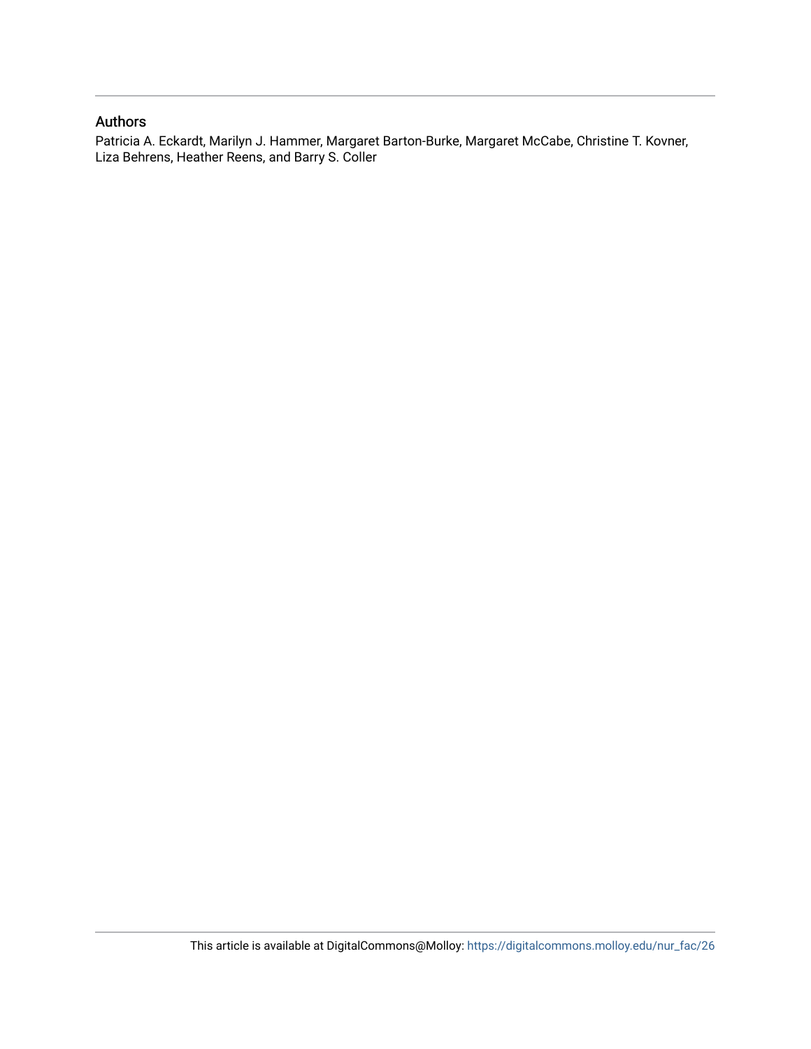## Authors

Patricia A. Eckardt, Marilyn J. Hammer, Margaret Barton-Burke, Margaret McCabe, Christine T. Kovner, Liza Behrens, Heather Reens, and Barry S. Coller

This article is available at DigitalCommons@Molloy: https://digitalcommons.molloy.edu/nur_fac/26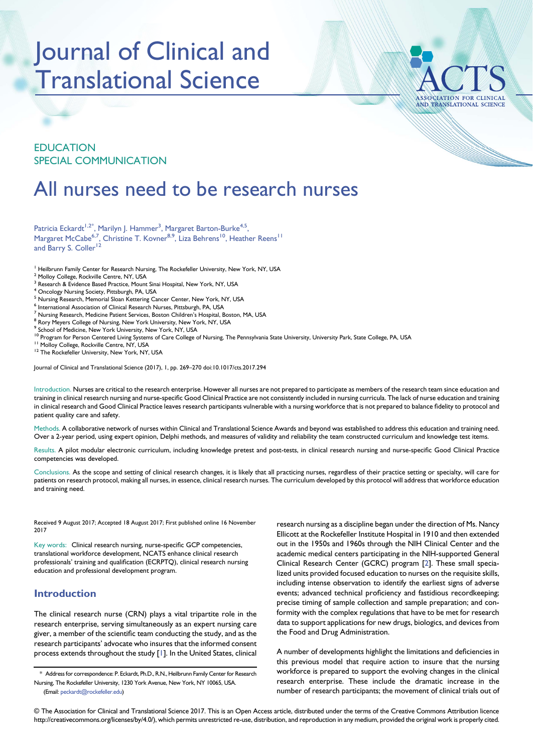# Journal of Clinical and Translational Science

EDUCATION
SPECIAL COMMUNICATION

# All nurses need to be research nurses

Patricia Eckardt[1,2*], Marilyn J. Hammer[3], Margaret Barton-Burke[4,5], Margaret McCabe[6,7], Christine T. Kovner[8,9], Liza Behrens[10], Heather Reens[11] and Barry S. Coller[12]

[1] Heilbrunn Family Center for Research Nursing, The Rockefeller University, New York, NY, USA
[2] Molloy College, Rockville Centre, NY, USA
[3] Research & Evidence Based Practice, Mount Sinai Hospital, New York, NY, USA
[4] Oncology Nursing Society, Pittsburgh, PA, USA
[5] Nursing Research, Memorial Sloan Kettering Cancer Center, New York, NY, USA
[6] International Association of Clinical Research Nurses, Pittsburgh, PA, USA
[7] Nursing Research, Medicine Patient Services, Boston Children's Hospital, Boston, MA, USA
[8] Rory Meyers College of Nursing, New York University, New York, NY, USA
[9] School of Medicine, New York University, New York, NY, USA
[10] Program for Person Centered Living Systems of Care College of Nursing, The Pennsylvania State University, University Park, State College, PA, USA
[11] Molloy College, Rockville Centre, NY, USA
[12] The Rockefeller University, New York, NY, USA

Journal of Clinical and Translational Science (2017), 1, pp. 269–270 doi:10.1017/cts.2017.294

Introduction. Nurses are critical to the research enterprise. However all nurses are not prepared to participate as members of the research team since education and training in clinical research nursing and nurse-specific Good Clinical Practice are not consistently included in nursing curricula. The lack of nurse education and training in clinical research and Good Clinical Practice leaves research participants vulnerable with a nursing workforce that is not prepared to balance fidelity to protocol and patient quality care and safety.

Methods. A collaborative network of nurses within Clinical and Translational Science Awards and beyond was established to address this education and training need. Over a 2-year period, using expert opinion, Delphi methods, and measures of validity and reliability the team constructed curriculum and knowledge test items.

Results. A pilot modular electronic curriculum, including knowledge pretest and post-tests, in clinical research nursing and nurse-specific Good Clinical Practice competencies was developed.

Conclusions. As the scope and setting of clinical research changes, it is likely that all practicing nurses, regardless of their practice setting or specialty, will care for patients on research protocol, making all nurses, in essence, clinical research nurses. The curriculum developed by this protocol will address that workforce education and training need.

Received 9 August 2017; Accepted 18 August 2017; First published online 16 November 2017

Key words: Clinical research nursing, nurse-specific GCP competencies, translational workforce development, NCATS enhance clinical research professionals' training and qualification (ECRPTQ), clinical research nursing education and professional development program.

## Introduction

The clinical research nurse (CRN) plays a vital tripartite role in the research enterprise, serving simultaneously as an expert nursing care giver, a member of the scientific team conducting the study, and as the research participants' advocate who insures that the informed consent process extends throughout the study [1]. In the United States, clinical research nursing as a discipline began under the direction of Ms. Nancy Ellicott at the Rockefeller Institute Hospital in 1910 and then extended out in the 1950s and 1960s through the NIH Clinical Center and the academic medical centers participating in the NIH-supported General Clinical Research Center (GCRC) program [2]. These small specialized units provided focused education to nurses on the requisite skills, including intense observation to identify the earliest signs of adverse events; advanced technical proficiency and fastidious recordkeeping; precise timing of sample collection and sample preparation; and conformity with the complex regulations that have to be met for research data to support applications for new drugs, biologics, and devices from the Food and Drug Administration.

A number of developments highlight the limitations and deficiencies in this previous model that require action to insure that the nursing workforce is prepared to support the evolving changes in the clinical research enterprise. These include the dramatic increase in the number of research participants; the movement of clinical trials out of

* Address for correspondence: P. Eckardt, Ph.D., R.N., Heilbrunn Family Center for Research Nursing, The Rockefeller University, 1230 York Avenue, New York, NY 10065, USA. (Email: peckardt@rockefeller.edu)

© The Association for Clinical and Translational Science 2017. This is an Open Access article, distributed under the terms of the Creative Commons Attribution licence http://creativecommons.org/licenses/by/4.0/), which permits unrestricted re-use, distribution, and reproduction in any medium, provided the original work is properly cited.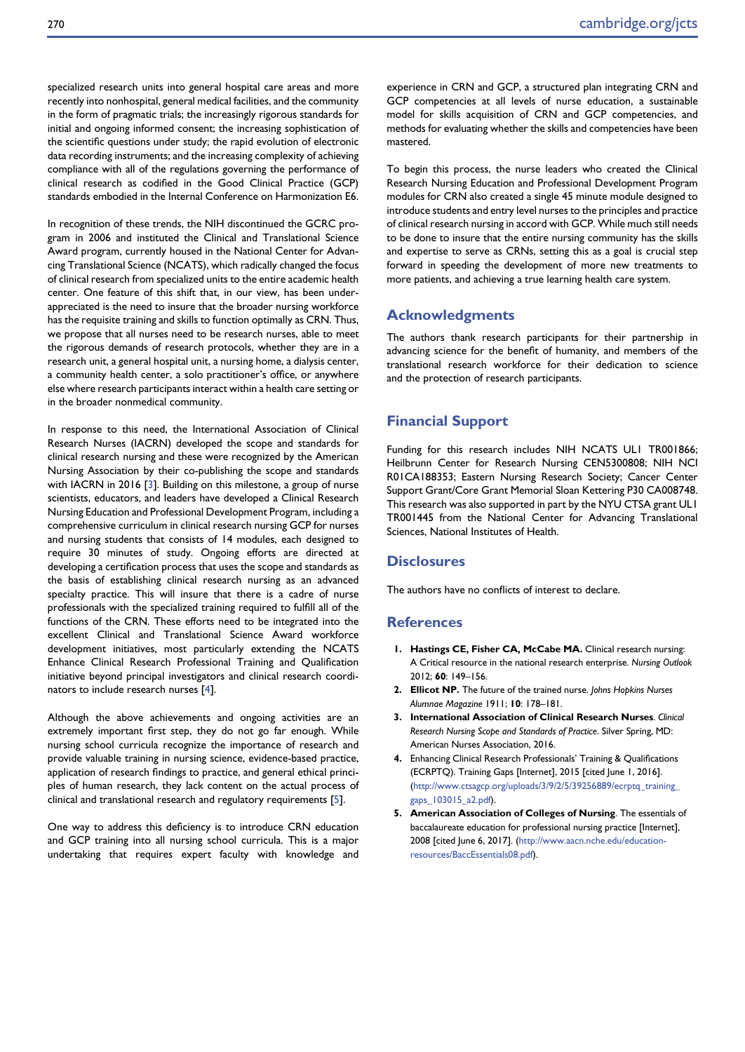specialized research units into general hospital care areas and more recently into nonhospital, general medical facilities, and the community in the form of pragmatic trials; the increasingly rigorous standards for initial and ongoing informed consent; the increasing sophistication of the scientific questions under study; the rapid evolution of electronic data recording instruments; and the increasing complexity of achieving compliance with all of the regulations governing the performance of clinical research as codified in the Good Clinical Practice (GCP) standards embodied in the Internal Conference on Harmonization E6.

In recognition of these trends, the NIH discontinued the GCRC program in 2006 and instituted the Clinical and Translational Science Award program, currently housed in the National Center for Advancing Translational Science (NCATS), which radically changed the focus of clinical research from specialized units to the entire academic health center. One feature of this shift that, in our view, has been underappreciated is the need to insure that the broader nursing workforce has the requisite training and skills to function optimally as CRN. Thus, we propose that all nurses need to be research nurses, able to meet the rigorous demands of research protocols, whether they are in a research unit, a general hospital unit, a nursing home, a dialysis center, a community health center, a solo practitioner's office, or anywhere else where research participants interact within a health care setting or in the broader nonmedical community.

In response to this need, the International Association of Clinical Research Nurses (IACRN) developed the scope and standards for clinical research nursing and these were recognized by the American Nursing Association by their co-publishing the scope and standards with IACRN in 2016 [3]. Building on this milestone, a group of nurse scientists, educators, and leaders have developed a Clinical Research Nursing Education and Professional Development Program, including a comprehensive curriculum in clinical research nursing GCP for nurses and nursing students that consists of 14 modules, each designed to require 30 minutes of study. Ongoing efforts are directed at developing a certification process that uses the scope and standards as the basis of establishing clinical research nursing as an advanced specialty practice. This will insure that there is a cadre of nurse professionals with the specialized training required to fulfill all of the functions of the CRN. These efforts need to be integrated into the excellent Clinical and Translational Science Award workforce development initiatives, most particularly extending the NCATS Enhance Clinical Research Professional Training and Qualification initiative beyond principal investigators and clinical research coordinators to include research nurses [4].

Although the above achievements and ongoing activities are an extremely important first step, they do not go far enough. While nursing school curricula recognize the importance of research and provide valuable training in nursing science, evidence-based practice, application of research findings to practice, and general ethical principles of human research, they lack content on the actual process of clinical and translational research and regulatory requirements [5].

One way to address this deficiency is to introduce CRN education and GCP training into all nursing school curricula. This is a major undertaking that requires expert faculty with knowledge and experience in CRN and GCP, a structured plan integrating CRN and GCP competencies at all levels of nurse education, a sustainable model for skills acquisition of CRN and GCP competencies, and methods for evaluating whether the skills and competencies have been mastered.

To begin this process, the nurse leaders who created the Clinical Research Nursing Education and Professional Development Program modules for CRN also created a single 45 minute module designed to introduce students and entry level nurses to the principles and practice of clinical research nursing in accord with GCP. While much still needs to be done to insure that the entire nursing community has the skills and expertise to serve as CRNs, setting this as a goal is crucial step forward in speeding the development of more new treatments to more patients, and achieving a true learning health care system.

## Acknowledgments

The authors thank research participants for their partnership in advancing science for the benefit of humanity, and members of the translational research workforce for their dedication to science and the protection of research participants.

## Financial Support

Funding for this research includes NIH NCATS UL1 TR001866; Heilbrunn Center for Research Nursing CEN5300808; NIH NCI R01CA188353; Eastern Nursing Research Society; Cancer Center Support Grant/Core Grant Memorial Sloan Kettering P30 CA008748. This research was also supported in part by the NYU CTSA grant UL1 TR001445 from the National Center for Advancing Translational Sciences, National Institutes of Health.

## Disclosures

The authors have no conflicts of interest to declare.

## References

1. **Hastings CE, Fisher CA, McCabe MA.** Clinical research nursing: A Critical resource in the national research enterprise. *Nursing Outlook* 2012; **60**: 149–156.
2. **Ellicot NP.** The future of the trained nurse. *Johns Hopkins Nurses Alumnae Magazine* 1911; **10**: 178–181.
3. **International Association of Clinical Research Nurses**. *Clinical Research Nursing Scope and Standards of Practice*. Silver Spring, MD: American Nurses Association, 2016.
4. Enhancing Clinical Research Professionals' Training & Qualifications (ECRPTQ). Training Gaps [Internet], 2015 [cited June 1, 2016]. (http://www.ctsagcp.org/uploads/3/9/2/5/39256889/ecrptq_training_gaps_103015_a2.pdf).
5. **American Association of Colleges of Nursing**. The essentials of baccalaureate education for professional nursing practice [Internet], 2008 [cited June 6, 2017]. (http://www.aacn.nche.edu/education-resources/BaccEssentials08.pdf).